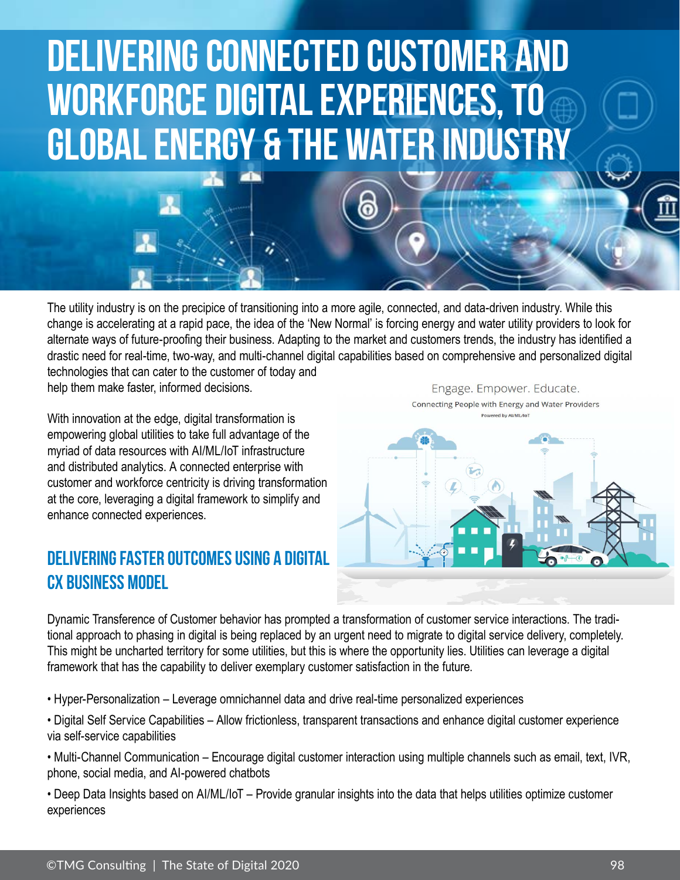# DELIVERING CONNECTED CUSTOMER AND WORKFORCE DIGITAL EXPERIENCES, TO GLOBAL ENERGY & THE WATER INDUSTRY

The utility industry is on the precipice of transitioning into a more agile, connected, and data-driven industry. While this change is accelerating at a rapid pace, the idea of the 'New Normal' is forcing energy and water utility providers to look for alternate ways of future-proofing their business. Adapting to the market and customers trends, the industry has identified a drastic need for real-time, two-way, and multi-channel digital capabilities based on comprehensive and personalized digital technologies that can cater to the customer of today and help them make faster, informed decisions.

With innovation at the edge, digital transformation is empowering global utilities to take full advantage of the myriad of data resources with AI/ML/IoT infrastructure and distributed analytics. A connected enterprise with customer and workforce centricity is driving transformation at the core, leveraging a digital framework to simplify and enhance connected experiences.

Engage. Empower. Educate.

Connecting People with Energy and Water Providers

Powered by AI/ML/IoT

## DELIVERING FASTER OUTCOMES USING A DIGITAL CX BUSINESS MODEL

Dynamic Transference of Customer behavior has prompted a transformation of customer service interactions. The traditional approach to phasing in digital is being replaced by an urgent need to migrate to digital service delivery, completely. This might be uncharted territory for some utilities, but this is where the opportunity lies. Utilities can leverage a digital framework that has the capability to deliver exemplary customer satisfaction in the future.

- Hyper-Personalization – Leverage omnichannel data and drive real-time personalized experiences
- Digital Self Service Capabilities – Allow frictionless, transparent transactions and enhance digital customer experience via self-service capabilities
- Multi-Channel Communication – Encourage digital customer interaction using multiple channels such as email, text, IVR, phone, social media, and AI-powered chatbots
- Deep Data Insights based on AI/ML/IoT – Provide granular insights into the data that helps utilities optimize customer experiences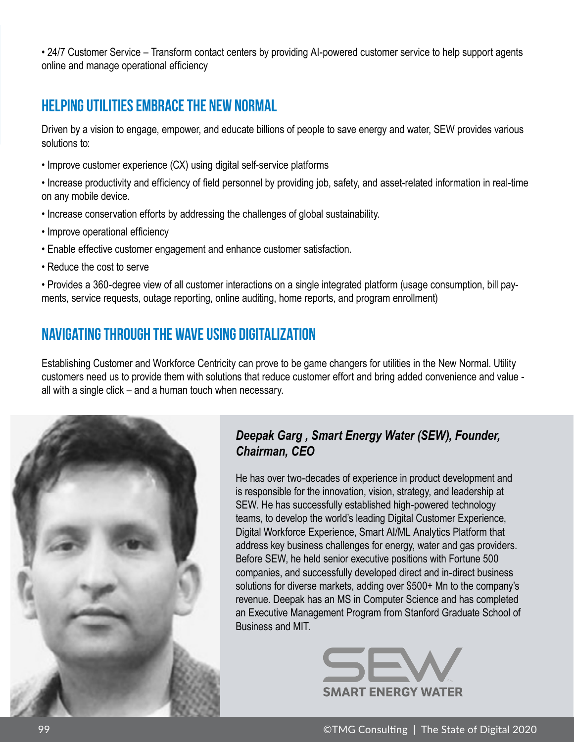• 24/7 Customer Service – Transform contact centers by providing AI-powered customer service to help support agents online and manage operational efficiency

## HELPING UTILITIES EMBRACE THE NEW NORMAL

Driven by a vision to engage, empower, and educate billions of people to save energy and water, SEW provides various solutions to:

• Improve customer experience (CX) using digital self-service platforms

• Increase productivity and efficiency of field personnel by providing job, safety, and asset-related information in real-time on any mobile device.

• Increase conservation efforts by addressing the challenges of global sustainability.

• Improve operational efficiency

• Enable effective customer engagement and enhance customer satisfaction.

• Reduce the cost to serve

• Provides a 360-degree view of all customer interactions on a single integrated platform (usage consumption, bill payments, service requests, outage reporting, online auditing, home reports, and program enrollment)

## NAVIGATING THROUGH THE WAVE USING DIGITALIZATION

Establishing Customer and Workforce Centricity can prove to be game changers for utilities in the New Normal. Utility customers need us to provide them with solutions that reduce customer effort and bring added convenience and value - all with a single click – and a human touch when necessary.

***Deepak Garg , Smart Energy Water (SEW), Founder, Chairman, CEO***

He has over two-decades of experience in product development and is responsible for the innovation, vision, strategy, and leadership at SEW. He has successfully established high-powered technology teams, to develop the world's leading Digital Customer Experience, Digital Workforce Experience, Smart AI/ML Analytics Platform that address key business challenges for energy, water and gas providers. Before SEW, he held senior executive positions with Fortune 500 companies, and successfully developed direct and in-direct business solutions for diverse markets, adding over $500+ Mn to the company's revenue. Deepak has an MS in Computer Science and has completed an Executive Management Program from Stanford Graduate School of Business and MIT.

SEW SMART ENERGY WATER